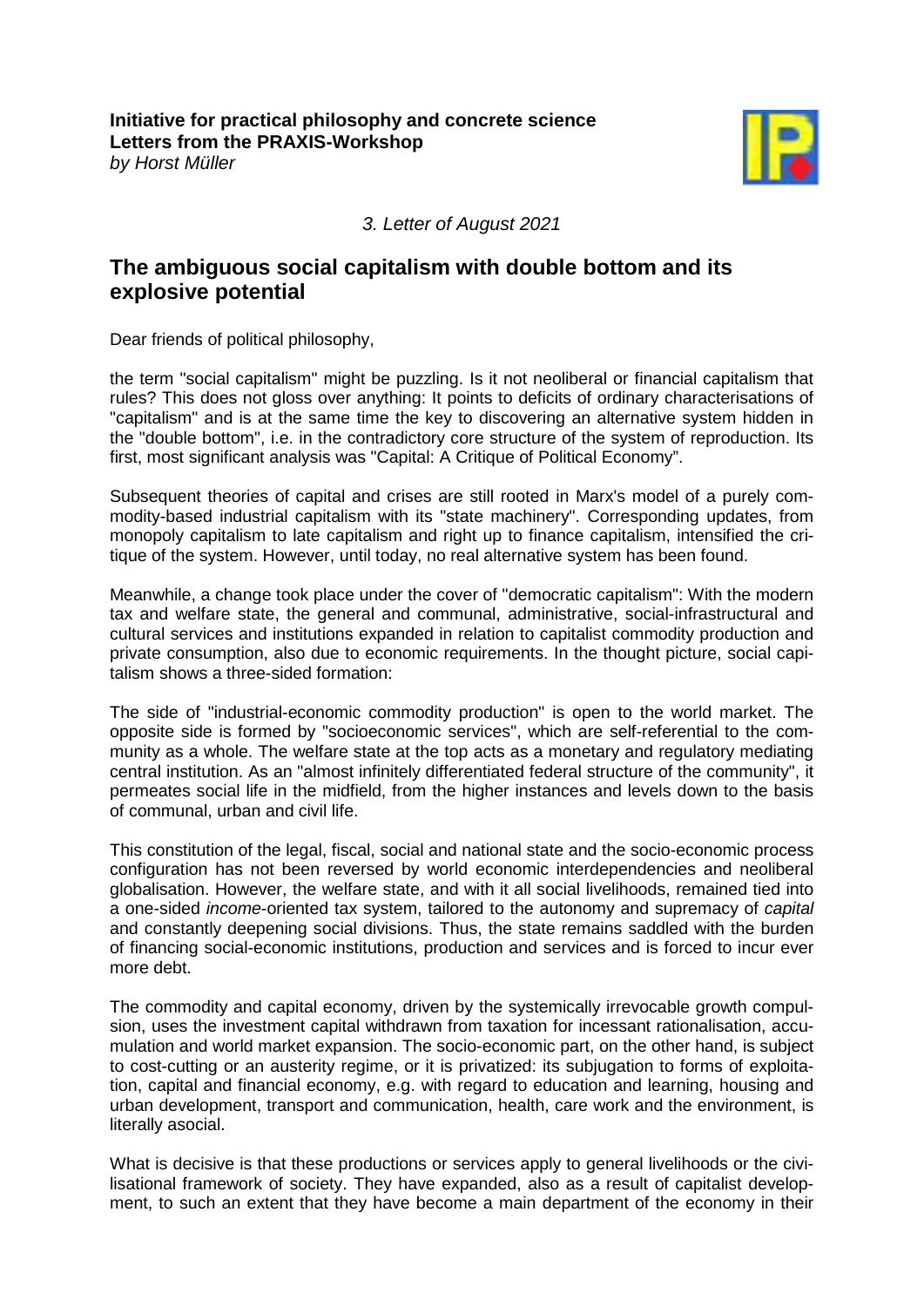**Initiative for practical philosophy and concrete science**
**Letters from the PRAXIS-Workshop**
*by Horst Müller*

*3. Letter of August 2021*

## The ambiguous social capitalism with double bottom and its explosive potential

Dear friends of political philosophy,

the term "social capitalism" might be puzzling. Is it not neoliberal or financial capitalism that rules? This does not gloss over anything: It points to deficits of ordinary characterisations of "capitalism" and is at the same time the key to discovering an alternative system hidden in the "double bottom", i.e. in the contradictory core structure of the system of reproduction. Its first, most significant analysis was "Capital: A Critique of Political Economy".

Subsequent theories of capital and crises are still rooted in Marx's model of a purely commodity-based industrial capitalism with its "state machinery". Corresponding updates, from monopoly capitalism to late capitalism and right up to finance capitalism, intensified the critique of the system. However, until today, no real alternative system has been found.

Meanwhile, a change took place under the cover of "democratic capitalism": With the modern tax and welfare state, the general and communal, administrative, social-infrastructural and cultural services and institutions expanded in relation to capitalist commodity production and private consumption, also due to economic requirements. In the thought picture, social capitalism shows a three-sided formation:

The side of "industrial-economic commodity production" is open to the world market. The opposite side is formed by "socioeconomic services", which are self-referential to the community as a whole. The welfare state at the top acts as a monetary and regulatory mediating central institution. As an "almost infinitely differentiated federal structure of the community", it permeates social life in the midfield, from the higher instances and levels down to the basis of communal, urban and civil life.

This constitution of the legal, fiscal, social and national state and the socio-economic process configuration has not been reversed by world economic interdependencies and neoliberal globalisation. However, the welfare state, and with it all social livelihoods, remained tied into a one-sided *income*-oriented tax system, tailored to the autonomy and supremacy of *capital* and constantly deepening social divisions. Thus, the state remains saddled with the burden of financing social-economic institutions, production and services and is forced to incur ever more debt.

The commodity and capital economy, driven by the systemically irrevocable growth compulsion, uses the investment capital withdrawn from taxation for incessant rationalisation, accumulation and world market expansion. The socio-economic part, on the other hand, is subject to cost-cutting or an austerity regime, or it is privatized: its subjugation to forms of exploitation, capital and financial economy, e.g. with regard to education and learning, housing and urban development, transport and communication, health, care work and the environment, is literally asocial.

What is decisive is that these productions or services apply to general livelihoods or the civilisational framework of society. They have expanded, also as a result of capitalist development, to such an extent that they have become a main department of the economy in their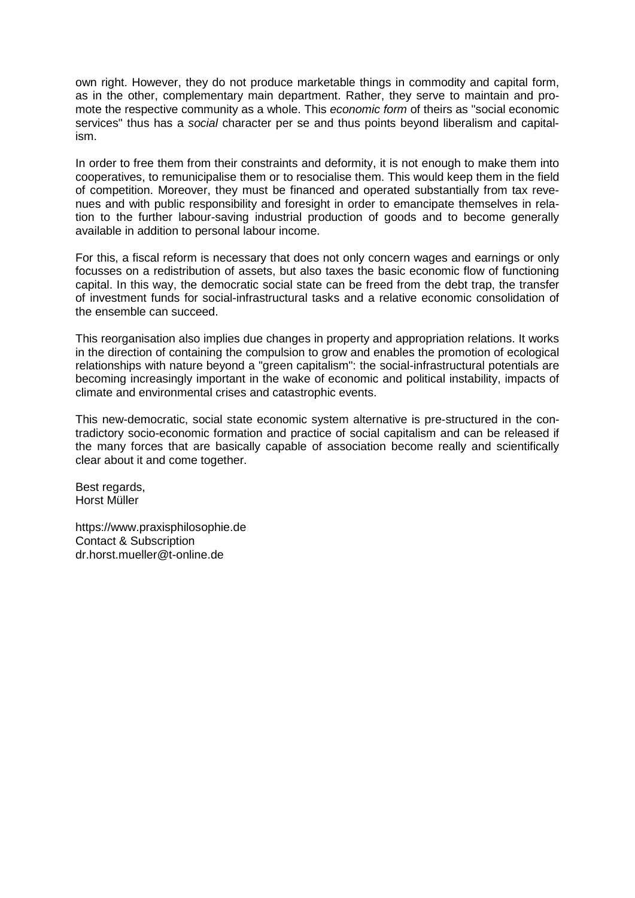own right. However, they do not produce marketable things in commodity and capital form, as in the other, complementary main department. Rather, they serve to maintain and promote the respective community as a whole. This *economic form* of theirs as "social economic services" thus has a *social* character per se and thus points beyond liberalism and capitalism.

In order to free them from their constraints and deformity, it is not enough to make them into cooperatives, to remunicipalise them or to resocialise them. This would keep them in the field of competition. Moreover, they must be financed and operated substantially from tax revenues and with public responsibility and foresight in order to emancipate themselves in relation to the further labour-saving industrial production of goods and to become generally available in addition to personal labour income.

For this, a fiscal reform is necessary that does not only concern wages and earnings or only focusses on a redistribution of assets, but also taxes the basic economic flow of functioning capital. In this way, the democratic social state can be freed from the debt trap, the transfer of investment funds for social-infrastructural tasks and a relative economic consolidation of the ensemble can succeed.

This reorganisation also implies due changes in property and appropriation relations. It works in the direction of containing the compulsion to grow and enables the promotion of ecological relationships with nature beyond a "green capitalism": the social-infrastructural potentials are becoming increasingly important in the wake of economic and political instability, impacts of climate and environmental crises and catastrophic events.

This new-democratic, social state economic system alternative is pre-structured in the contradictory socio-economic formation and practice of social capitalism and can be released if the many forces that are basically capable of association become really and scientifically clear about it and come together.

Best regards,
Horst Müller

https://www.praxisphilosophie.de
Contact & Subscription
dr.horst.mueller@t-online.de